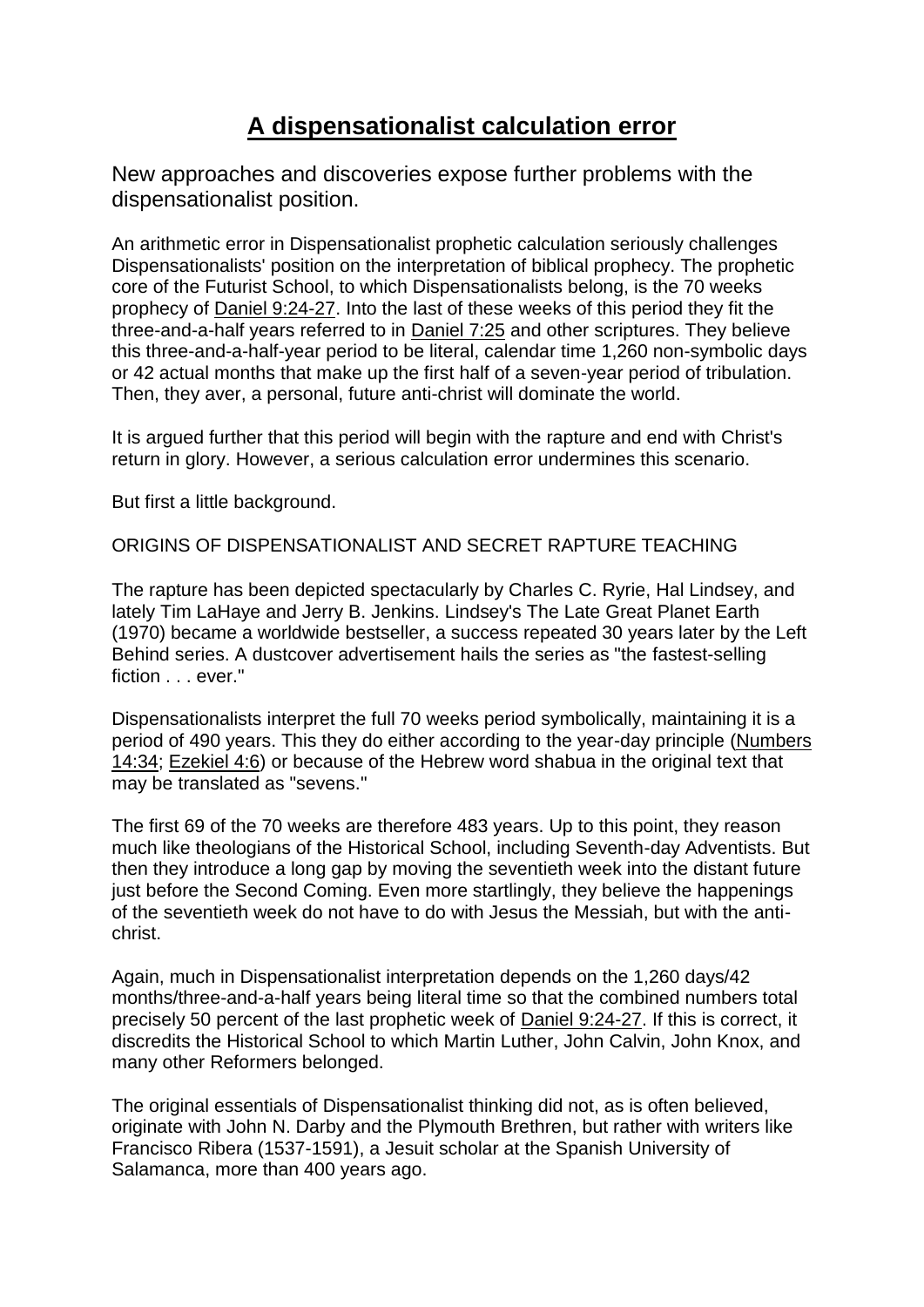# A dispensationalist calculation error

New approaches and discoveries expose further problems with the dispensationalist position.

An arithmetic error in Dispensationalist prophetic calculation seriously challenges Dispensationalists' position on the interpretation of biblical prophecy. The prophetic core of the Futurist School, to which Dispensationalists belong, is the 70 weeks prophecy of Daniel 9:24-27. Into the last of these weeks of this period they fit the three-and-a-half years referred to in Daniel 7:25 and other scriptures. They believe this three-and-a-half-year period to be literal, calendar time 1,260 non-symbolic days or 42 actual months that make up the first half of a seven-year period of tribulation. Then, they aver, a personal, future anti-christ will dominate the world.

It is argued further that this period will begin with the rapture and end with Christ's return in glory. However, a serious calculation error undermines this scenario.

But first a little background.

ORIGINS OF DISPENSATIONALIST AND SECRET RAPTURE TEACHING

The rapture has been depicted spectacularly by Charles C. Ryrie, Hal Lindsey, and lately Tim LaHaye and Jerry B. Jenkins. Lindsey's The Late Great Planet Earth (1970) became a worldwide bestseller, a success repeated 30 years later by the Left Behind series. A dustcover advertisement hails the series as "the fastest-selling fiction . . . ever."

Dispensationalists interpret the full 70 weeks period symbolically, maintaining it is a period of 490 years. This they do either according to the year-day principle (Numbers 14:34; Ezekiel 4:6) or because of the Hebrew word shabua in the original text that may be translated as "sevens."

The first 69 of the 70 weeks are therefore 483 years. Up to this point, they reason much like theologians of the Historical School, including Seventh-day Adventists. But then they introduce a long gap by moving the seventieth week into the distant future just before the Second Coming. Even more startlingly, they believe the happenings of the seventieth week do not have to do with Jesus the Messiah, but with the anti-christ.

Again, much in Dispensationalist interpretation depends on the 1,260 days/42 months/three-and-a-half years being literal time so that the combined numbers total precisely 50 percent of the last prophetic week of Daniel 9:24-27. If this is correct, it discredits the Historical School to which Martin Luther, John Calvin, John Knox, and many other Reformers belonged.

The original essentials of Dispensationalist thinking did not, as is often believed, originate with John N. Darby and the Plymouth Brethren, but rather with writers like Francisco Ribera (1537-1591), a Jesuit scholar at the Spanish University of Salamanca, more than 400 years ago.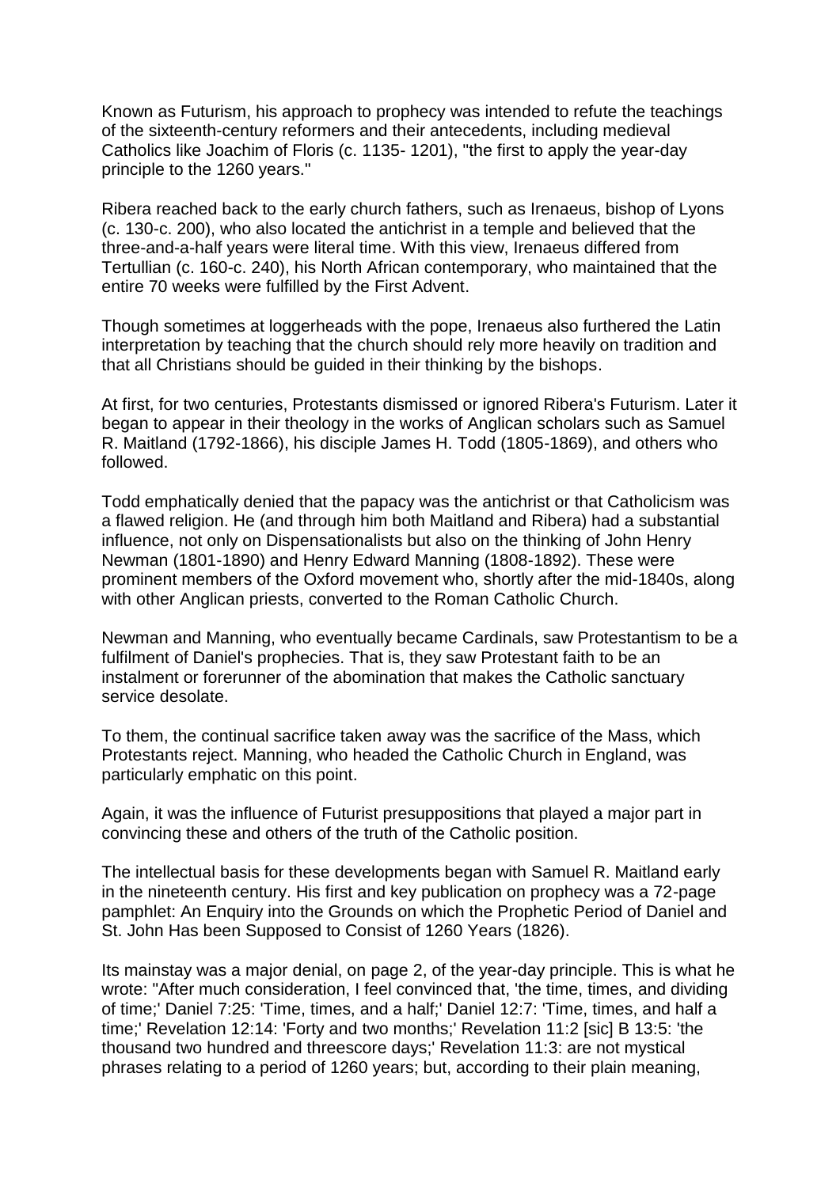Known as Futurism, his approach to prophecy was intended to refute the teachings of the sixteenth-century reformers and their antecedents, including medieval Catholics like Joachim of Floris (c. 1135- 1201), "the first to apply the year-day principle to the 1260 years."

Ribera reached back to the early church fathers, such as Irenaeus, bishop of Lyons (c. 130-c. 200), who also located the antichrist in a temple and believed that the three-and-a-half years were literal time. With this view, Irenaeus differed from Tertullian (c. 160-c. 240), his North African contemporary, who maintained that the entire 70 weeks were fulfilled by the First Advent.

Though sometimes at loggerheads with the pope, Irenaeus also furthered the Latin interpretation by teaching that the church should rely more heavily on tradition and that all Christians should be guided in their thinking by the bishops.

At first, for two centuries, Protestants dismissed or ignored Ribera's Futurism. Later it began to appear in their theology in the works of Anglican scholars such as Samuel R. Maitland (1792-1866), his disciple James H. Todd (1805-1869), and others who followed.

Todd emphatically denied that the papacy was the antichrist or that Catholicism was a flawed religion. He (and through him both Maitland and Ribera) had a substantial influence, not only on Dispensationalists but also on the thinking of John Henry Newman (1801-1890) and Henry Edward Manning (1808-1892). These were prominent members of the Oxford movement who, shortly after the mid-1840s, along with other Anglican priests, converted to the Roman Catholic Church.

Newman and Manning, who eventually became Cardinals, saw Protestantism to be a fulfilment of Daniel's prophecies. That is, they saw Protestant faith to be an instalment or forerunner of the abomination that makes the Catholic sanctuary service desolate.

To them, the continual sacrifice taken away was the sacrifice of the Mass, which Protestants reject. Manning, who headed the Catholic Church in England, was particularly emphatic on this point.

Again, it was the influence of Futurist presuppositions that played a major part in convincing these and others of the truth of the Catholic position.

The intellectual basis for these developments began with Samuel R. Maitland early in the nineteenth century. His first and key publication on prophecy was a 72-page pamphlet: An Enquiry into the Grounds on which the Prophetic Period of Daniel and St. John Has been Supposed to Consist of 1260 Years (1826).

Its mainstay was a major denial, on page 2, of the year-day principle. This is what he wrote: "After much consideration, I feel convinced that, 'the time, times, and dividing of time;' Daniel 7:25: 'Time, times, and a half;' Daniel 12:7: 'Time, times, and half a time;' Revelation 12:14: 'Forty and two months;' Revelation 11:2 [sic] B 13:5: 'the thousand two hundred and threescore days;' Revelation 11:3: are not mystical phrases relating to a period of 1260 years; but, according to their plain meaning,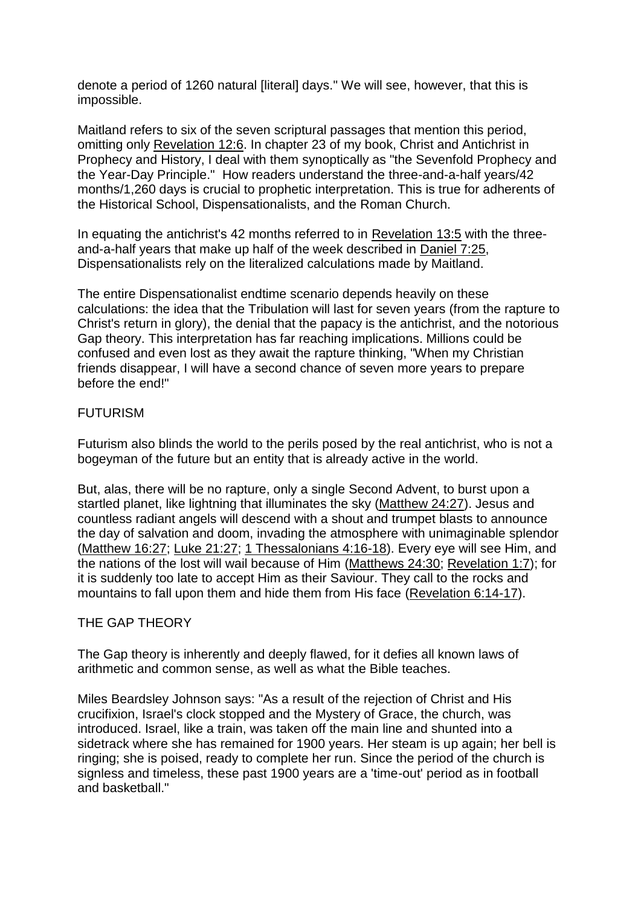denote a period of 1260 natural [literal] days." We will see, however, that this is impossible.

Maitland refers to six of the seven scriptural passages that mention this period, omitting only Revelation 12:6. In chapter 23 of my book, Christ and Antichrist in Prophecy and History, I deal with them synoptically as "the Sevenfold Prophecy and the Year-Day Principle." How readers understand the three-and-a-half years/42 months/1,260 days is crucial to prophetic interpretation. This is true for adherents of the Historical School, Dispensationalists, and the Roman Church.

In equating the antichrist's 42 months referred to in Revelation 13:5 with the three-and-a-half years that make up half of the week described in Daniel 7:25, Dispensationalists rely on the literalized calculations made by Maitland.

The entire Dispensationalist endtime scenario depends heavily on these calculations: the idea that the Tribulation will last for seven years (from the rapture to Christ's return in glory), the denial that the papacy is the antichrist, and the notorious Gap theory. This interpretation has far reaching implications. Millions could be confused and even lost as they await the rapture thinking, "When my Christian friends disappear, I will have a second chance of seven more years to prepare before the end!"

## FUTURISM

Futurism also blinds the world to the perils posed by the real antichrist, who is not a bogeyman of the future but an entity that is already active in the world.

But, alas, there will be no rapture, only a single Second Advent, to burst upon a startled planet, like lightning that illuminates the sky (Matthew 24:27). Jesus and countless radiant angels will descend with a shout and trumpet blasts to announce the day of salvation and doom, invading the atmosphere with unimaginable splendor (Matthew 16:27; Luke 21:27; 1 Thessalonians 4:16-18). Every eye will see Him, and the nations of the lost will wail because of Him (Matthews 24:30; Revelation 1:7); for it is suddenly too late to accept Him as their Saviour. They call to the rocks and mountains to fall upon them and hide them from His face (Revelation 6:14-17).

## THE GAP THEORY

The Gap theory is inherently and deeply flawed, for it defies all known laws of arithmetic and common sense, as well as what the Bible teaches.

Miles Beardsley Johnson says: "As a result of the rejection of Christ and His crucifixion, Israel's clock stopped and the Mystery of Grace, the church, was introduced. Israel, like a train, was taken off the main line and shunted into a sidetrack where she has remained for 1900 years. Her steam is up again; her bell is ringing; she is poised, ready to complete her run. Since the period of the church is signless and timeless, these past 1900 years are a 'time-out' period as in football and basketball."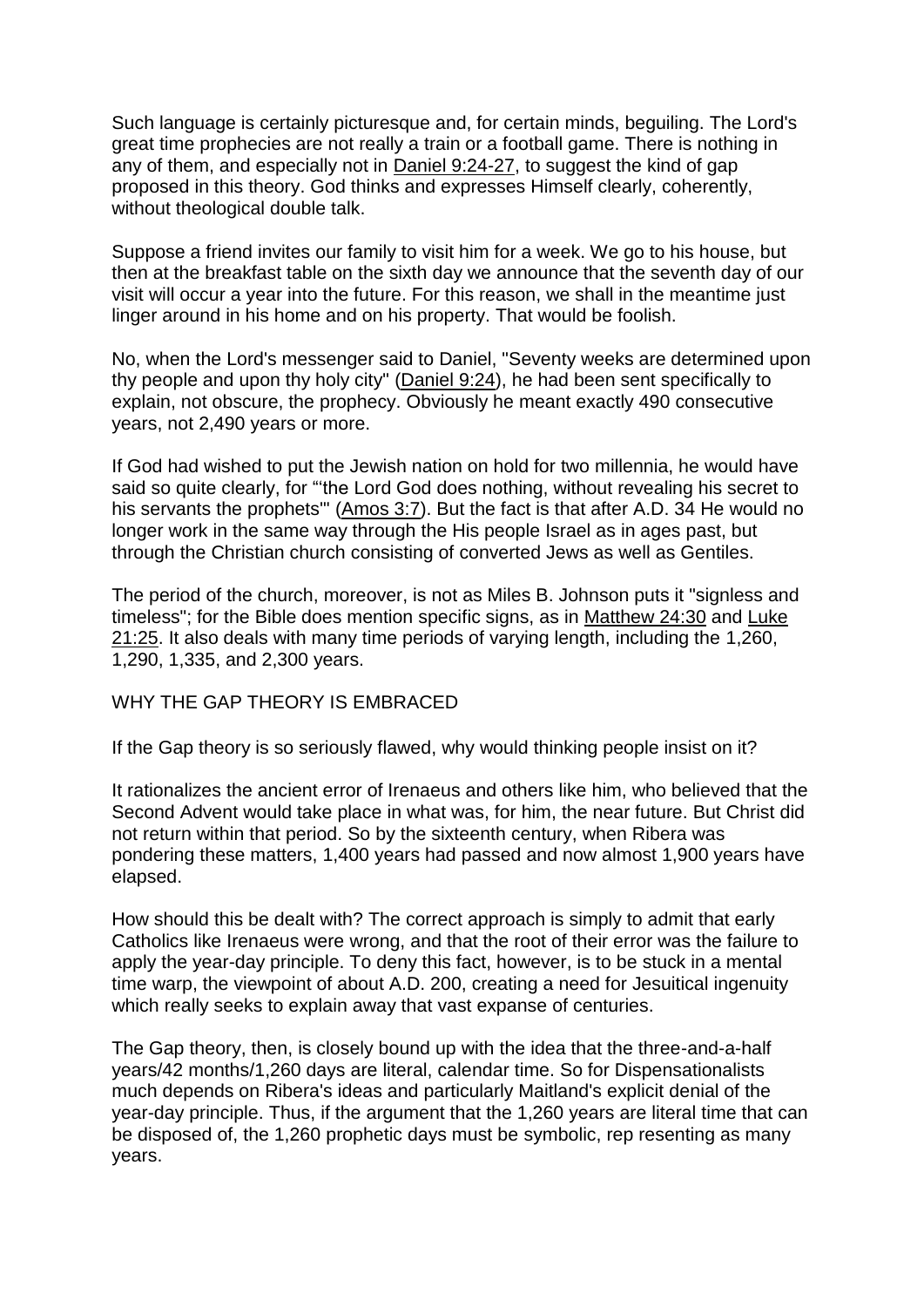Such language is certainly picturesque and, for certain minds, beguiling. The Lord's great time prophecies are not really a train or a football game. There is nothing in any of them, and especially not in Daniel 9:24-27, to suggest the kind of gap proposed in this theory. God thinks and expresses Himself clearly, coherently, without theological double talk.

Suppose a friend invites our family to visit him for a week. We go to his house, but then at the breakfast table on the sixth day we announce that the seventh day of our visit will occur a year into the future. For this reason, we shall in the meantime just linger around in his home and on his property. That would be foolish.

No, when the Lord's messenger said to Daniel, "Seventy weeks are determined upon thy people and upon thy holy city" (Daniel 9:24), he had been sent specifically to explain, not obscure, the prophecy. Obviously he meant exactly 490 consecutive years, not 2,490 years or more.

If God had wished to put the Jewish nation on hold for two millennia, he would have said so quite clearly, for "'the Lord God does nothing, without revealing his secret to his servants the prophets'" (Amos 3:7). But the fact is that after A.D. 34 He would no longer work in the same way through the His people Israel as in ages past, but through the Christian church consisting of converted Jews as well as Gentiles.

The period of the church, moreover, is not as Miles B. Johnson puts it "signless and timeless"; for the Bible does mention specific signs, as in Matthew 24:30 and Luke 21:25. It also deals with many time periods of varying length, including the 1,260, 1,290, 1,335, and 2,300 years.

## WHY THE GAP THEORY IS EMBRACED

If the Gap theory is so seriously flawed, why would thinking people insist on it?

It rationalizes the ancient error of Irenaeus and others like him, who believed that the Second Advent would take place in what was, for him, the near future. But Christ did not return within that period. So by the sixteenth century, when Ribera was pondering these matters, 1,400 years had passed and now almost 1,900 years have elapsed.

How should this be dealt with? The correct approach is simply to admit that early Catholics like Irenaeus were wrong, and that the root of their error was the failure to apply the year-day principle. To deny this fact, however, is to be stuck in a mental time warp, the viewpoint of about A.D. 200, creating a need for Jesuitical ingenuity which really seeks to explain away that vast expanse of centuries.

The Gap theory, then, is closely bound up with the idea that the three-and-a-half years/42 months/1,260 days are literal, calendar time. So for Dispensationalists much depends on Ribera's ideas and particularly Maitland's explicit denial of the year-day principle. Thus, if the argument that the 1,260 years are literal time that can be disposed of, the 1,260 prophetic days must be symbolic, rep resenting as many years.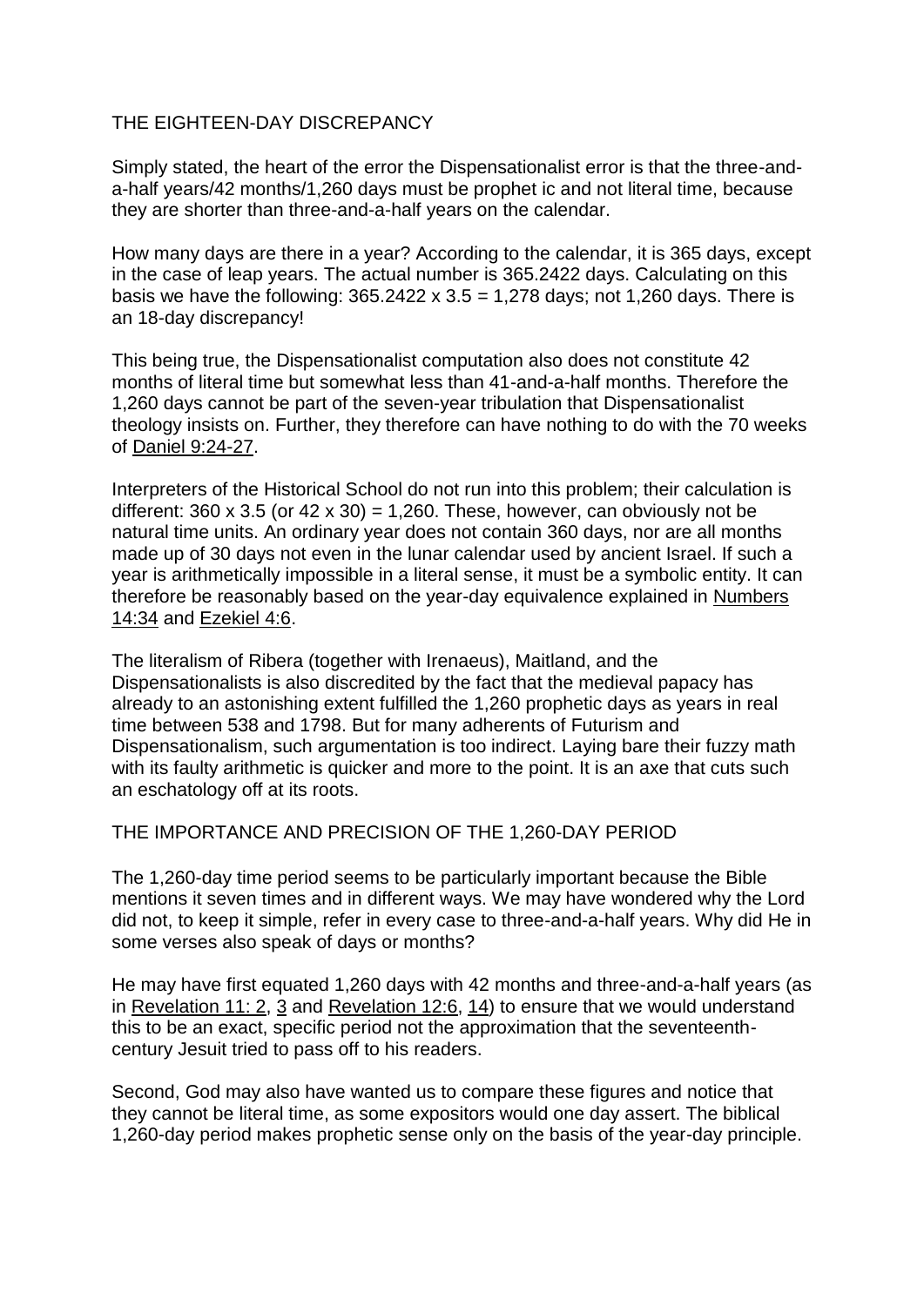## THE EIGHTEEN-DAY DISCREPANCY

Simply stated, the heart of the error the Dispensationalist error is that the three-and-a-half years/42 months/1,260 days must be prophet ic and not literal time, because they are shorter than three-and-a-half years on the calendar.

How many days are there in a year? According to the calendar, it is 365 days, except in the case of leap years. The actual number is 365.2422 days. Calculating on this basis we have the following: $365.2422 \times 3.5 = 1{,}278$ days; not 1,260 days. There is an 18-day discrepancy!

This being true, the Dispensationalist computation also does not constitute 42 months of literal time but somewhat less than 41-and-a-half months. Therefore the 1,260 days cannot be part of the seven-year tribulation that Dispensationalist theology insists on. Further, they therefore can have nothing to do with the 70 weeks of Daniel 9:24-27.

Interpreters of the Historical School do not run into this problem; their calculation is different: $360 \times 3.5$ (or $42 \times 30$) $= 1{,}260$. These, however, can obviously not be natural time units. An ordinary year does not contain 360 days, nor are all months made up of 30 days not even in the lunar calendar used by ancient Israel. If such a year is arithmetically impossible in a literal sense, it must be a symbolic entity. It can therefore be reasonably based on the year-day equivalence explained in Numbers 14:34 and Ezekiel 4:6.

The literalism of Ribera (together with Irenaeus), Maitland, and the Dispensationalists is also discredited by the fact that the medieval papacy has already to an astonishing extent fulfilled the 1,260 prophetic days as years in real time between 538 and 1798. But for many adherents of Futurism and Dispensationalism, such argumentation is too indirect. Laying bare their fuzzy math with its faulty arithmetic is quicker and more to the point. It is an axe that cuts such an eschatology off at its roots.

## THE IMPORTANCE AND PRECISION OF THE 1,260-DAY PERIOD

The 1,260-day time period seems to be particularly important because the Bible mentions it seven times and in different ways. We may have wondered why the Lord did not, to keep it simple, refer in every case to three-and-a-half years. Why did He in some verses also speak of days or months?

He may have first equated 1,260 days with 42 months and three-and-a-half years (as in Revelation 11: 2, 3 and Revelation 12:6, 14) to ensure that we would understand this to be an exact, specific period not the approximation that the seventeenth-century Jesuit tried to pass off to his readers.

Second, God may also have wanted us to compare these figures and notice that they cannot be literal time, as some expositors would one day assert. The biblical 1,260-day period makes prophetic sense only on the basis of the year-day principle.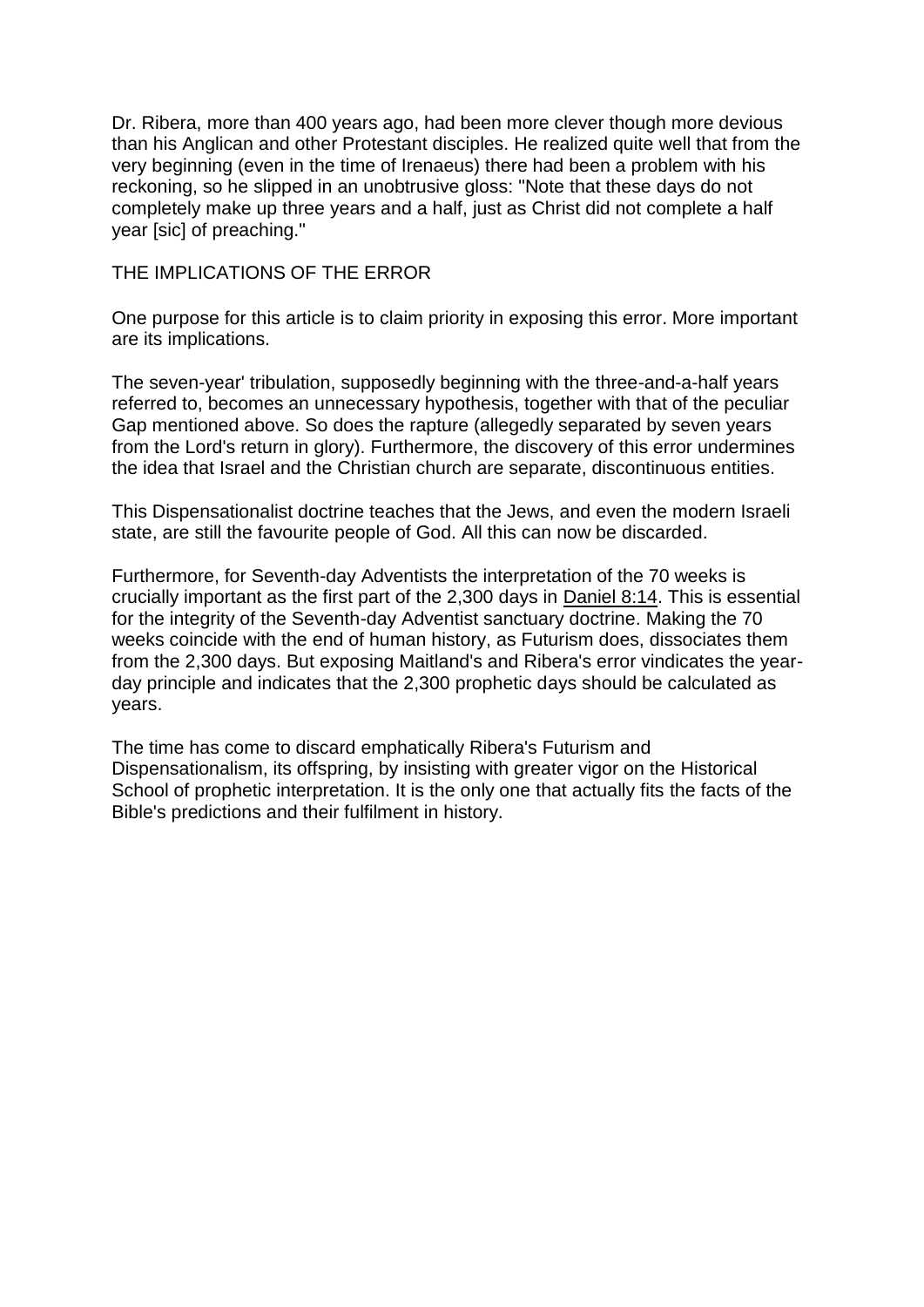Dr. Ribera, more than 400 years ago, had been more clever though more devious than his Anglican and other Protestant disciples. He realized quite well that from the very beginning (even in the time of Irenaeus) there had been a problem with his reckoning, so he slipped in an unobtrusive gloss: "Note that these days do not completely make up three years and a half, just as Christ did not complete a half year [sic] of preaching."

## THE IMPLICATIONS OF THE ERROR

One purpose for this article is to claim priority in exposing this error. More important are its implications.

The seven-year' tribulation, supposedly beginning with the three-and-a-half years referred to, becomes an unnecessary hypothesis, together with that of the peculiar Gap mentioned above. So does the rapture (allegedly separated by seven years from the Lord's return in glory). Furthermore, the discovery of this error undermines the idea that Israel and the Christian church are separate, discontinuous entities.

This Dispensationalist doctrine teaches that the Jews, and even the modern Israeli state, are still the favourite people of God. All this can now be discarded.

Furthermore, for Seventh-day Adventists the interpretation of the 70 weeks is crucially important as the first part of the 2,300 days in Daniel 8:14. This is essential for the integrity of the Seventh-day Adventist sanctuary doctrine. Making the 70 weeks coincide with the end of human history, as Futurism does, dissociates them from the 2,300 days. But exposing Maitland's and Ribera's error vindicates the year-day principle and indicates that the 2,300 prophetic days should be calculated as years.

The time has come to discard emphatically Ribera's Futurism and Dispensationalism, its offspring, by insisting with greater vigor on the Historical School of prophetic interpretation. It is the only one that actually fits the facts of the Bible's predictions and their fulfilment in history.